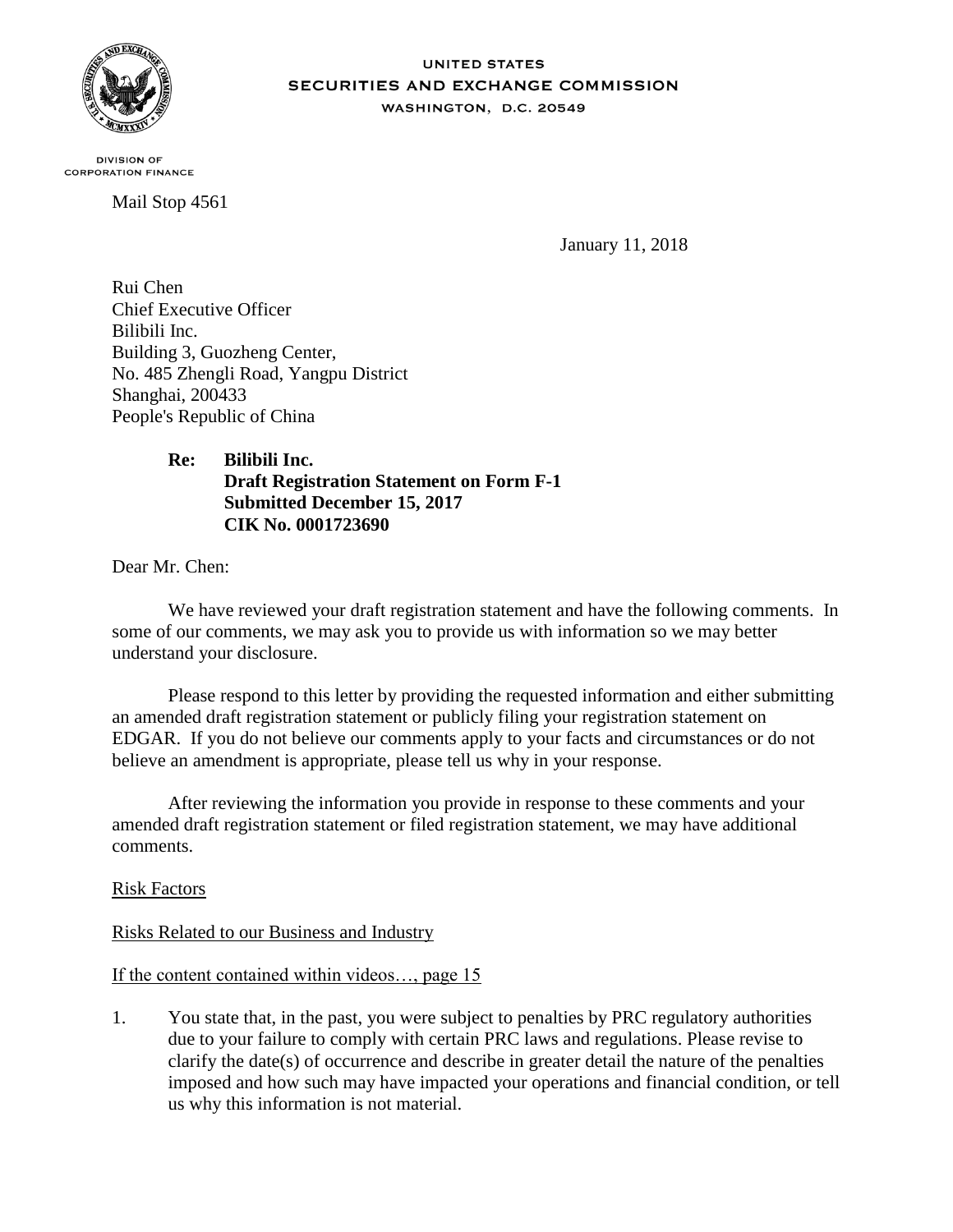UNITED STATES
SECURITIES AND EXCHANGE COMMISSION
WASHINGTON, D.C. 20549

DIVISION OF
CORPORATION FINANCE

Mail Stop 4561

January 11, 2018

Rui Chen
Chief Executive Officer
Bilibili Inc.
Building 3, Guozheng Center,
No. 485 Zhengli Road, Yangpu District
Shanghai, 200433
People's Republic of China

**Re: Bilibili Inc.**
**Draft Registration Statement on Form F-1**
**Submitted December 15, 2017**
**CIK No. 0001723690**

Dear Mr. Chen:

We have reviewed your draft registration statement and have the following comments. In some of our comments, we may ask you to provide us with information so we may better understand your disclosure.

Please respond to this letter by providing the requested information and either submitting an amended draft registration statement or publicly filing your registration statement on EDGAR. If you do not believe our comments apply to your facts and circumstances or do not believe an amendment is appropriate, please tell us why in your response.

After reviewing the information you provide in response to these comments and your amended draft registration statement or filed registration statement, we may have additional comments.

Risk Factors

Risks Related to our Business and Industry

If the content contained within videos…, page 15

1. You state that, in the past, you were subject to penalties by PRC regulatory authorities due to your failure to comply with certain PRC laws and regulations. Please revise to clarify the date(s) of occurrence and describe in greater detail the nature of the penalties imposed and how such may have impacted your operations and financial condition, or tell us why this information is not material.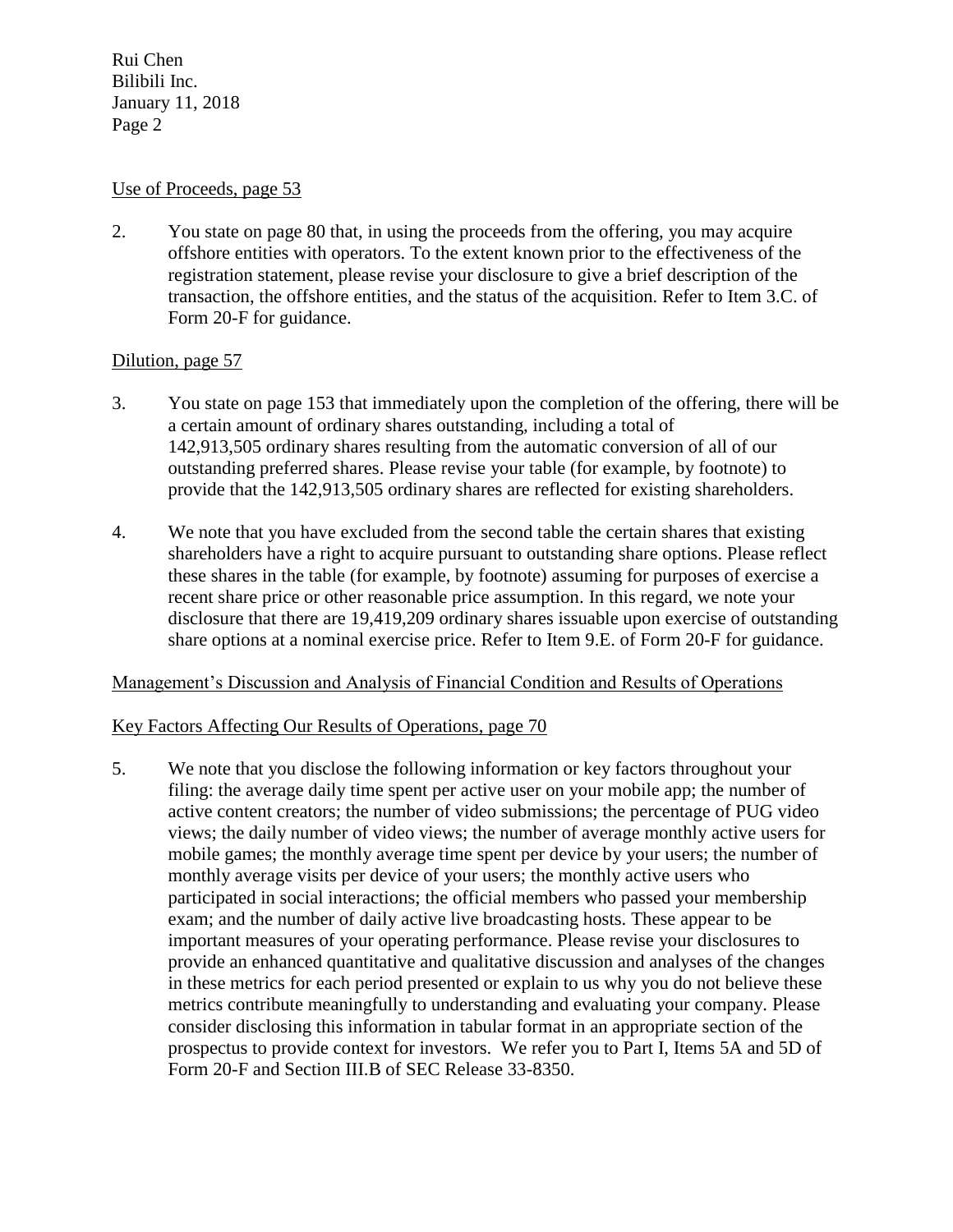Use of Proceeds, page 53

2. You state on page 80 that, in using the proceeds from the offering, you may acquire offshore entities with operators. To the extent known prior to the effectiveness of the registration statement, please revise your disclosure to give a brief description of the transaction, the offshore entities, and the status of the acquisition. Refer to Item 3.C. of Form 20-F for guidance.

Dilution, page 57

3. You state on page 153 that immediately upon the completion of the offering, there will be a certain amount of ordinary shares outstanding, including a total of 142,913,505 ordinary shares resulting from the automatic conversion of all of our outstanding preferred shares. Please revise your table (for example, by footnote) to provide that the 142,913,505 ordinary shares are reflected for existing shareholders.

4. We note that you have excluded from the second table the certain shares that existing shareholders have a right to acquire pursuant to outstanding share options. Please reflect these shares in the table (for example, by footnote) assuming for purposes of exercise a recent share price or other reasonable price assumption. In this regard, we note your disclosure that there are 19,419,209 ordinary shares issuable upon exercise of outstanding share options at a nominal exercise price. Refer to Item 9.E. of Form 20-F for guidance.

Management's Discussion and Analysis of Financial Condition and Results of Operations

Key Factors Affecting Our Results of Operations, page 70

5. We note that you disclose the following information or key factors throughout your filing: the average daily time spent per active user on your mobile app; the number of active content creators; the number of video submissions; the percentage of PUG video views; the daily number of video views; the number of average monthly active users for mobile games; the monthly average time spent per device by your users; the number of monthly average visits per device of your users; the monthly active users who participated in social interactions; the official members who passed your membership exam; and the number of daily active live broadcasting hosts. These appear to be important measures of your operating performance. Please revise your disclosures to provide an enhanced quantitative and qualitative discussion and analyses of the changes in these metrics for each period presented or explain to us why you do not believe these metrics contribute meaningfully to understanding and evaluating your company. Please consider disclosing this information in tabular format in an appropriate section of the prospectus to provide context for investors. We refer you to Part I, Items 5A and 5D of Form 20-F and Section III.B of SEC Release 33-8350.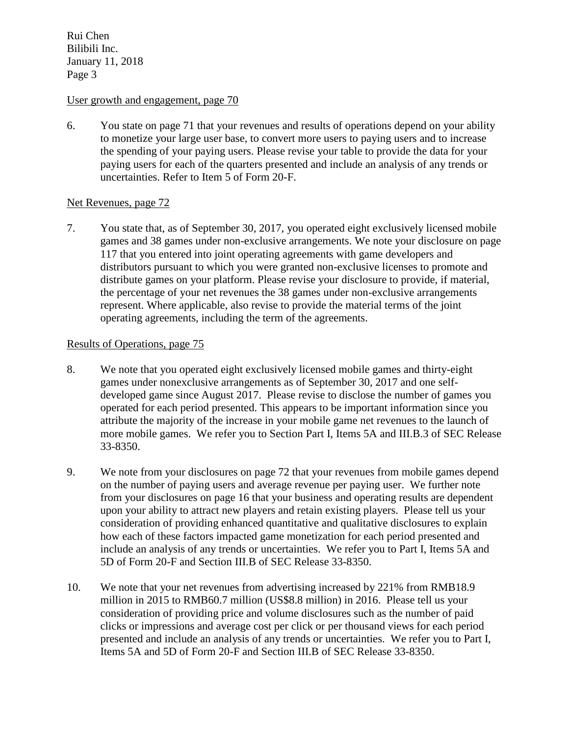User growth and engagement, page 70

6. You state on page 71 that your revenues and results of operations depend on your ability to monetize your large user base, to convert more users to paying users and to increase the spending of your paying users. Please revise your table to provide the data for your paying users for each of the quarters presented and include an analysis of any trends or uncertainties. Refer to Item 5 of Form 20-F.

Net Revenues, page 72

7. You state that, as of September 30, 2017, you operated eight exclusively licensed mobile games and 38 games under non-exclusive arrangements. We note your disclosure on page 117 that you entered into joint operating agreements with game developers and distributors pursuant to which you were granted non-exclusive licenses to promote and distribute games on your platform. Please revise your disclosure to provide, if material, the percentage of your net revenues the 38 games under non-exclusive arrangements represent. Where applicable, also revise to provide the material terms of the joint operating agreements, including the term of the agreements.

Results of Operations, page 75

8. We note that you operated eight exclusively licensed mobile games and thirty-eight games under nonexclusive arrangements as of September 30, 2017 and one self-developed game since August 2017. Please revise to disclose the number of games you operated for each period presented. This appears to be important information since you attribute the majority of the increase in your mobile game net revenues to the launch of more mobile games. We refer you to Section Part I, Items 5A and III.B.3 of SEC Release 33-8350.

9. We note from your disclosures on page 72 that your revenues from mobile games depend on the number of paying users and average revenue per paying user. We further note from your disclosures on page 16 that your business and operating results are dependent upon your ability to attract new players and retain existing players. Please tell us your consideration of providing enhanced quantitative and qualitative disclosures to explain how each of these factors impacted game monetization for each period presented and include an analysis of any trends or uncertainties. We refer you to Part I, Items 5A and 5D of Form 20-F and Section III.B of SEC Release 33-8350.

10. We note that your net revenues from advertising increased by 221% from RMB18.9 million in 2015 to RMB60.7 million (US$8.8 million) in 2016. Please tell us your consideration of providing price and volume disclosures such as the number of paid clicks or impressions and average cost per click or per thousand views for each period presented and include an analysis of any trends or uncertainties. We refer you to Part I, Items 5A and 5D of Form 20-F and Section III.B of SEC Release 33-8350.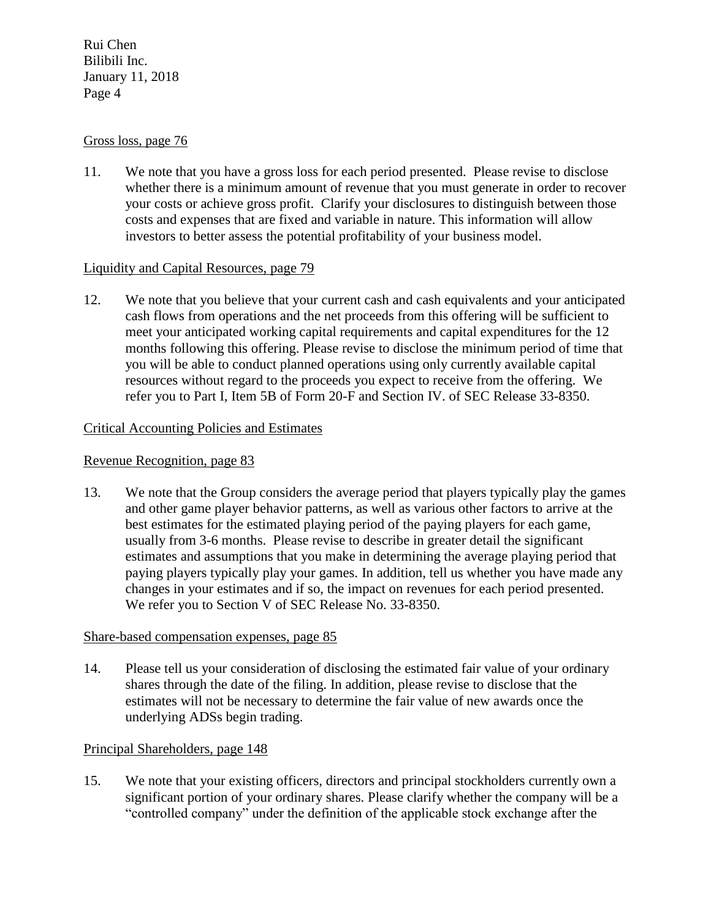Gross loss, page 76

11. We note that you have a gross loss for each period presented. Please revise to disclose whether there is a minimum amount of revenue that you must generate in order to recover your costs or achieve gross profit. Clarify your disclosures to distinguish between those costs and expenses that are fixed and variable in nature. This information will allow investors to better assess the potential profitability of your business model.

Liquidity and Capital Resources, page 79

12. We note that you believe that your current cash and cash equivalents and your anticipated cash flows from operations and the net proceeds from this offering will be sufficient to meet your anticipated working capital requirements and capital expenditures for the 12 months following this offering. Please revise to disclose the minimum period of time that you will be able to conduct planned operations using only currently available capital resources without regard to the proceeds you expect to receive from the offering. We refer you to Part I, Item 5B of Form 20-F and Section IV. of SEC Release 33-8350.

Critical Accounting Policies and Estimates

Revenue Recognition, page 83

13. We note that the Group considers the average period that players typically play the games and other game player behavior patterns, as well as various other factors to arrive at the best estimates for the estimated playing period of the paying players for each game, usually from 3-6 months. Please revise to describe in greater detail the significant estimates and assumptions that you make in determining the average playing period that paying players typically play your games. In addition, tell us whether you have made any changes in your estimates and if so, the impact on revenues for each period presented. We refer you to Section V of SEC Release No. 33-8350.

Share-based compensation expenses, page 85

14. Please tell us your consideration of disclosing the estimated fair value of your ordinary shares through the date of the filing. In addition, please revise to disclose that the estimates will not be necessary to determine the fair value of new awards once the underlying ADSs begin trading.

Principal Shareholders, page 148

15. We note that your existing officers, directors and principal stockholders currently own a significant portion of your ordinary shares. Please clarify whether the company will be a "controlled company" under the definition of the applicable stock exchange after the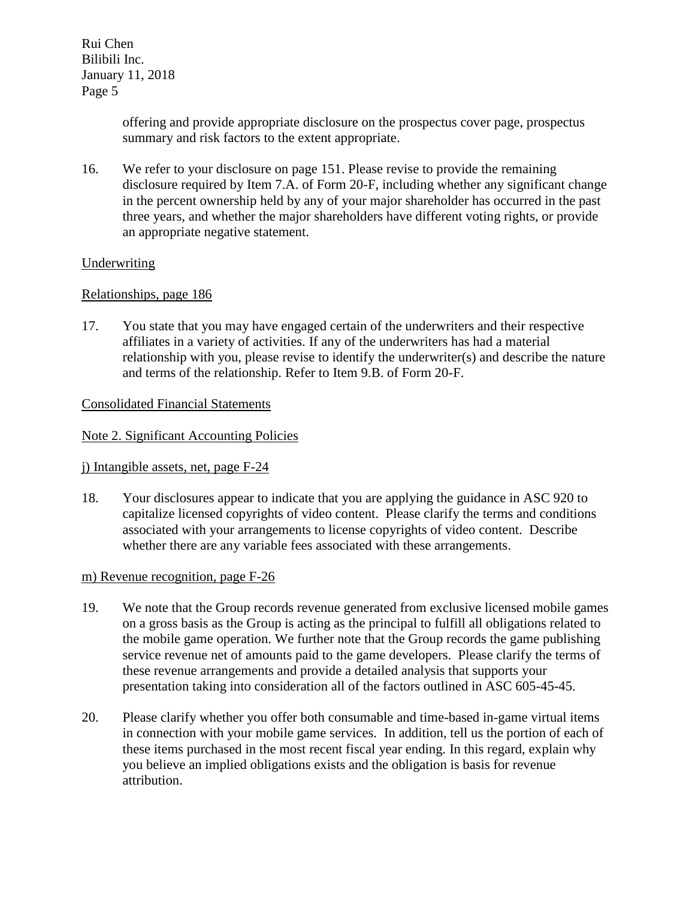offering and provide appropriate disclosure on the prospectus cover page, prospectus summary and risk factors to the extent appropriate.

16. We refer to your disclosure on page 151. Please revise to provide the remaining disclosure required by Item 7.A. of Form 20-F, including whether any significant change in the percent ownership held by any of your major shareholder has occurred in the past three years, and whether the major shareholders have different voting rights, or provide an appropriate negative statement.

Underwriting

Relationships, page 186

17. You state that you may have engaged certain of the underwriters and their respective affiliates in a variety of activities. If any of the underwriters has had a material relationship with you, please revise to identify the underwriter(s) and describe the nature and terms of the relationship. Refer to Item 9.B. of Form 20-F.

Consolidated Financial Statements

Note 2. Significant Accounting Policies

j) Intangible assets, net, page F-24

18. Your disclosures appear to indicate that you are applying the guidance in ASC 920 to capitalize licensed copyrights of video content. Please clarify the terms and conditions associated with your arrangements to license copyrights of video content. Describe whether there are any variable fees associated with these arrangements.

m) Revenue recognition, page F-26

19. We note that the Group records revenue generated from exclusive licensed mobile games on a gross basis as the Group is acting as the principal to fulfill all obligations related to the mobile game operation. We further note that the Group records the game publishing service revenue net of amounts paid to the game developers. Please clarify the terms of these revenue arrangements and provide a detailed analysis that supports your presentation taking into consideration all of the factors outlined in ASC 605-45-45.

20. Please clarify whether you offer both consumable and time-based in-game virtual items in connection with your mobile game services. In addition, tell us the portion of each of these items purchased in the most recent fiscal year ending. In this regard, explain why you believe an implied obligations exists and the obligation is basis for revenue attribution.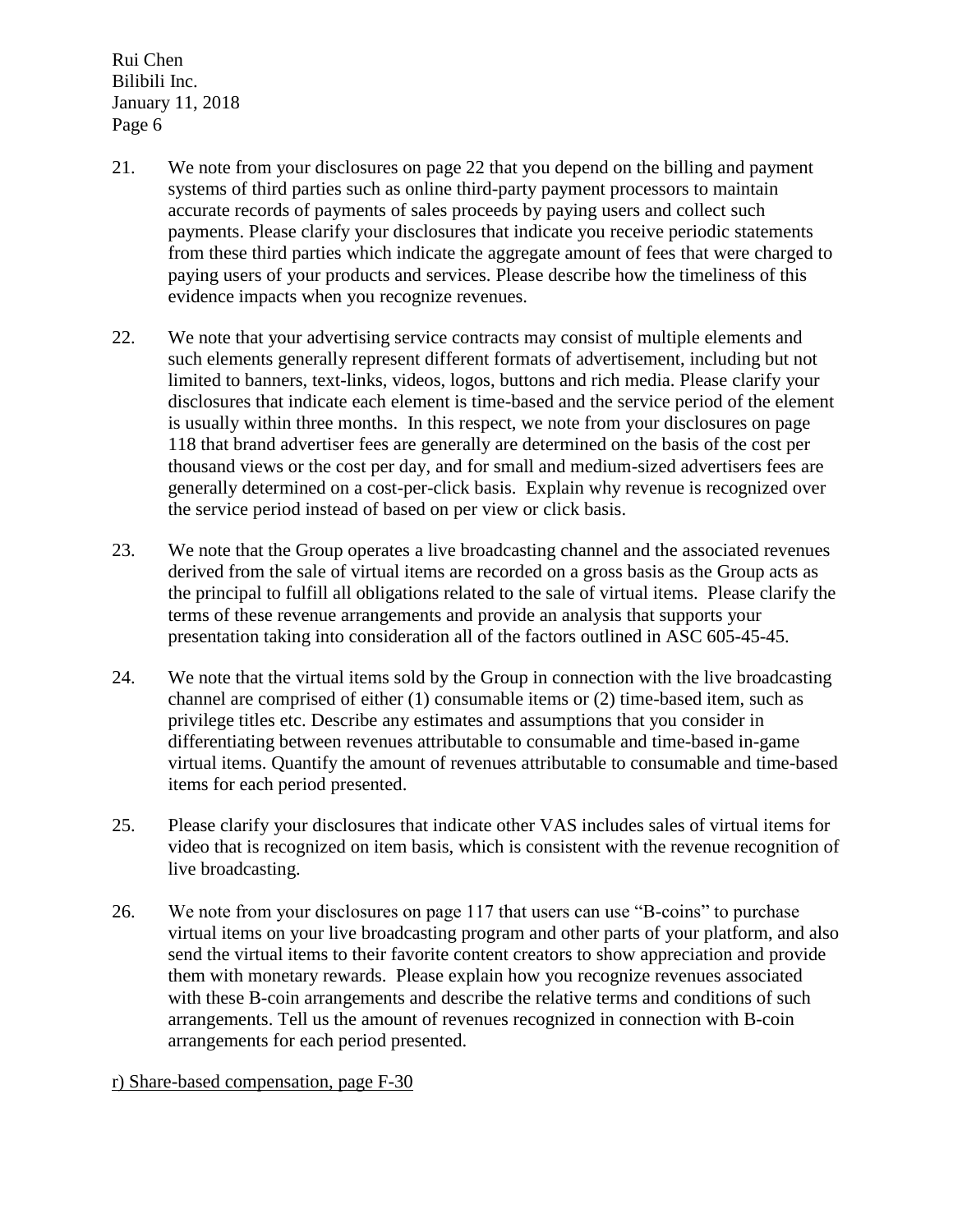21. We note from your disclosures on page 22 that you depend on the billing and payment systems of third parties such as online third-party payment processors to maintain accurate records of payments of sales proceeds by paying users and collect such payments. Please clarify your disclosures that indicate you receive periodic statements from these third parties which indicate the aggregate amount of fees that were charged to paying users of your products and services. Please describe how the timeliness of this evidence impacts when you recognize revenues.

22. We note that your advertising service contracts may consist of multiple elements and such elements generally represent different formats of advertisement, including but not limited to banners, text-links, videos, logos, buttons and rich media. Please clarify your disclosures that indicate each element is time-based and the service period of the element is usually within three months. In this respect, we note from your disclosures on page 118 that brand advertiser fees are generally are determined on the basis of the cost per thousand views or the cost per day, and for small and medium-sized advertisers fees are generally determined on a cost-per-click basis. Explain why revenue is recognized over the service period instead of based on per view or click basis.

23. We note that the Group operates a live broadcasting channel and the associated revenues derived from the sale of virtual items are recorded on a gross basis as the Group acts as the principal to fulfill all obligations related to the sale of virtual items. Please clarify the terms of these revenue arrangements and provide an analysis that supports your presentation taking into consideration all of the factors outlined in ASC 605-45-45.

24. We note that the virtual items sold by the Group in connection with the live broadcasting channel are comprised of either (1) consumable items or (2) time-based item, such as privilege titles etc. Describe any estimates and assumptions that you consider in differentiating between revenues attributable to consumable and time-based in-game virtual items. Quantify the amount of revenues attributable to consumable and time-based items for each period presented.

25. Please clarify your disclosures that indicate other VAS includes sales of virtual items for video that is recognized on item basis, which is consistent with the revenue recognition of live broadcasting.

26. We note from your disclosures on page 117 that users can use "B-coins" to purchase virtual items on your live broadcasting program and other parts of your platform, and also send the virtual items to their favorite content creators to show appreciation and provide them with monetary rewards. Please explain how you recognize revenues associated with these B-coin arrangements and describe the relative terms and conditions of such arrangements. Tell us the amount of revenues recognized in connection with B-coin arrangements for each period presented.

r) Share-based compensation, page F-30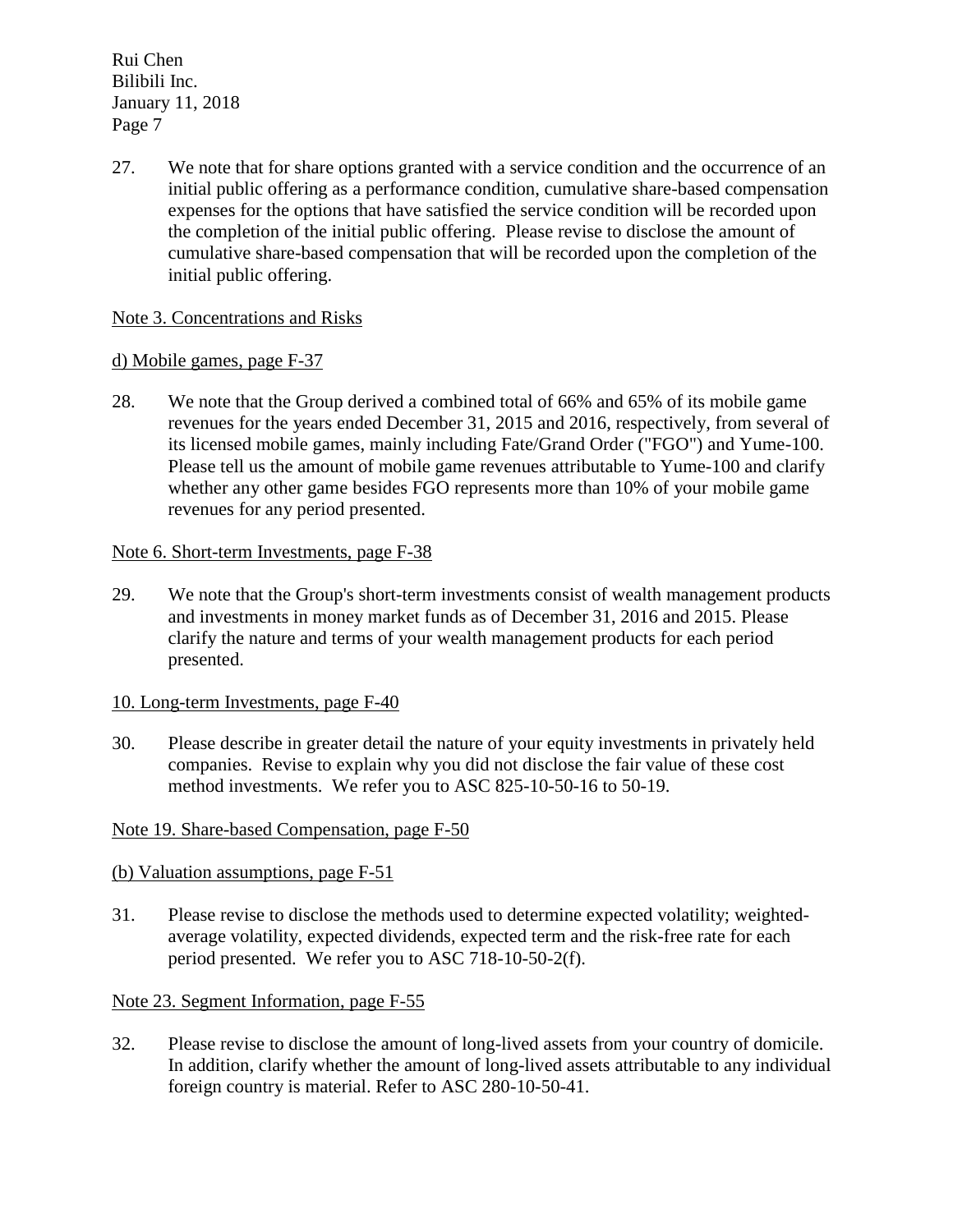27. We note that for share options granted with a service condition and the occurrence of an initial public offering as a performance condition, cumulative share-based compensation expenses for the options that have satisfied the service condition will be recorded upon the completion of the initial public offering. Please revise to disclose the amount of cumulative share-based compensation that will be recorded upon the completion of the initial public offering.

Note 3. Concentrations and Risks

d) Mobile games, page F-37

28. We note that the Group derived a combined total of 66% and 65% of its mobile game revenues for the years ended December 31, 2015 and 2016, respectively, from several of its licensed mobile games, mainly including Fate/Grand Order ("FGO") and Yume-100. Please tell us the amount of mobile game revenues attributable to Yume-100 and clarify whether any other game besides FGO represents more than 10% of your mobile game revenues for any period presented.

Note 6. Short-term Investments, page F-38

29. We note that the Group's short-term investments consist of wealth management products and investments in money market funds as of December 31, 2016 and 2015. Please clarify the nature and terms of your wealth management products for each period presented.

10. Long-term Investments, page F-40

30. Please describe in greater detail the nature of your equity investments in privately held companies. Revise to explain why you did not disclose the fair value of these cost method investments. We refer you to ASC 825-10-50-16 to 50-19.

Note 19. Share-based Compensation, page F-50

(b) Valuation assumptions, page F-51

31. Please revise to disclose the methods used to determine expected volatility; weighted-average volatility, expected dividends, expected term and the risk-free rate for each period presented. We refer you to ASC 718-10-50-2(f).

Note 23. Segment Information, page F-55

32. Please revise to disclose the amount of long-lived assets from your country of domicile. In addition, clarify whether the amount of long-lived assets attributable to any individual foreign country is material. Refer to ASC 280-10-50-41.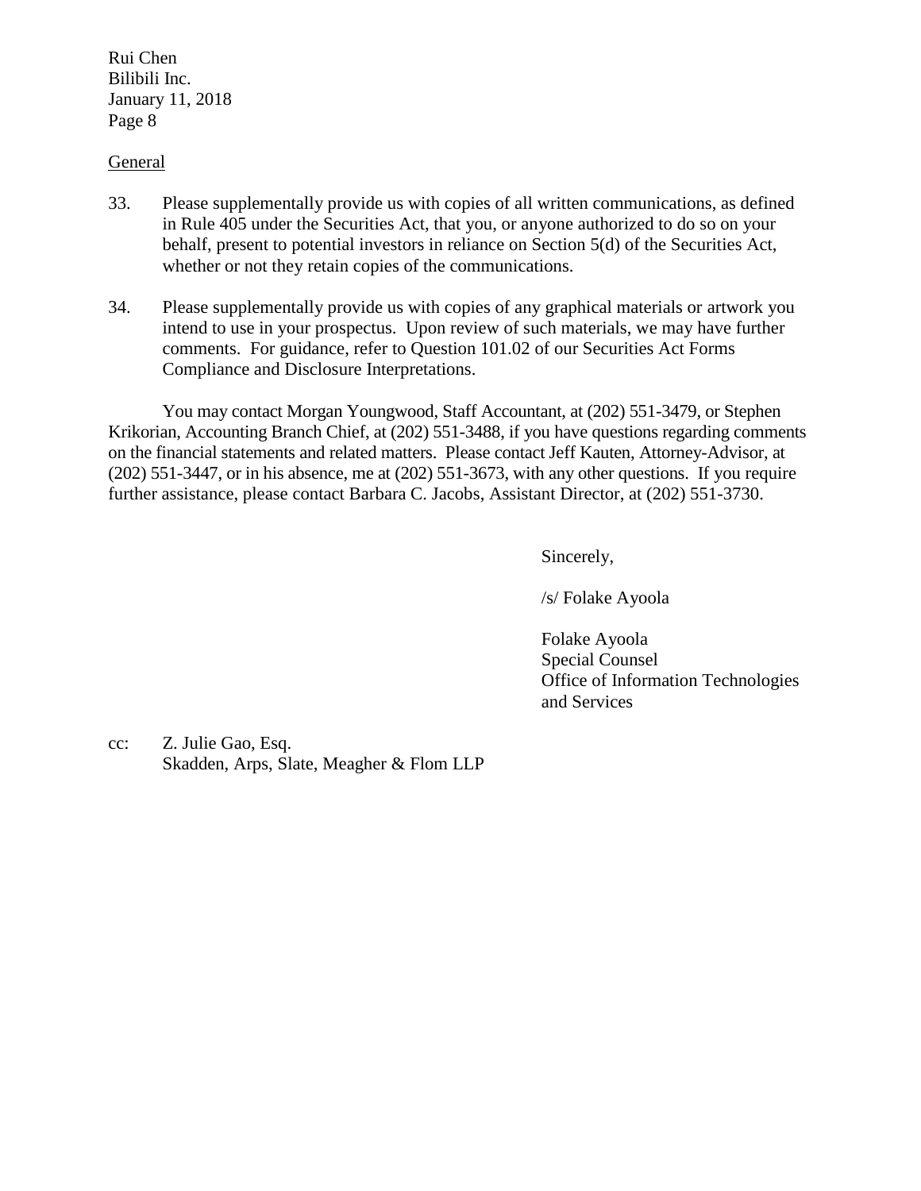<u>General</u>

33. Please supplementally provide us with copies of all written communications, as defined in Rule 405 under the Securities Act, that you, or anyone authorized to do so on your behalf, present to potential investors in reliance on Section 5(d) of the Securities Act, whether or not they retain copies of the communications.

34. Please supplementally provide us with copies of any graphical materials or artwork you intend to use in your prospectus. Upon review of such materials, we may have further comments. For guidance, refer to Question 101.02 of our Securities Act Forms Compliance and Disclosure Interpretations.

You may contact Morgan Youngwood, Staff Accountant, at (202) 551-3479, or Stephen Krikorian, Accounting Branch Chief, at (202) 551-3488, if you have questions regarding comments on the financial statements and related matters. Please contact Jeff Kauten, Attorney-Advisor, at (202) 551-3447, or in his absence, me at (202) 551-3673, with any other questions. If you require further assistance, please contact Barbara C. Jacobs, Assistant Director, at (202) 551-3730.

Sincerely,

/s/ Folake Ayoola

Folake Ayoola
Special Counsel
Office of Information Technologies and Services

cc: Z. Julie Gao, Esq.
Skadden, Arps, Slate, Meagher & Flom LLP